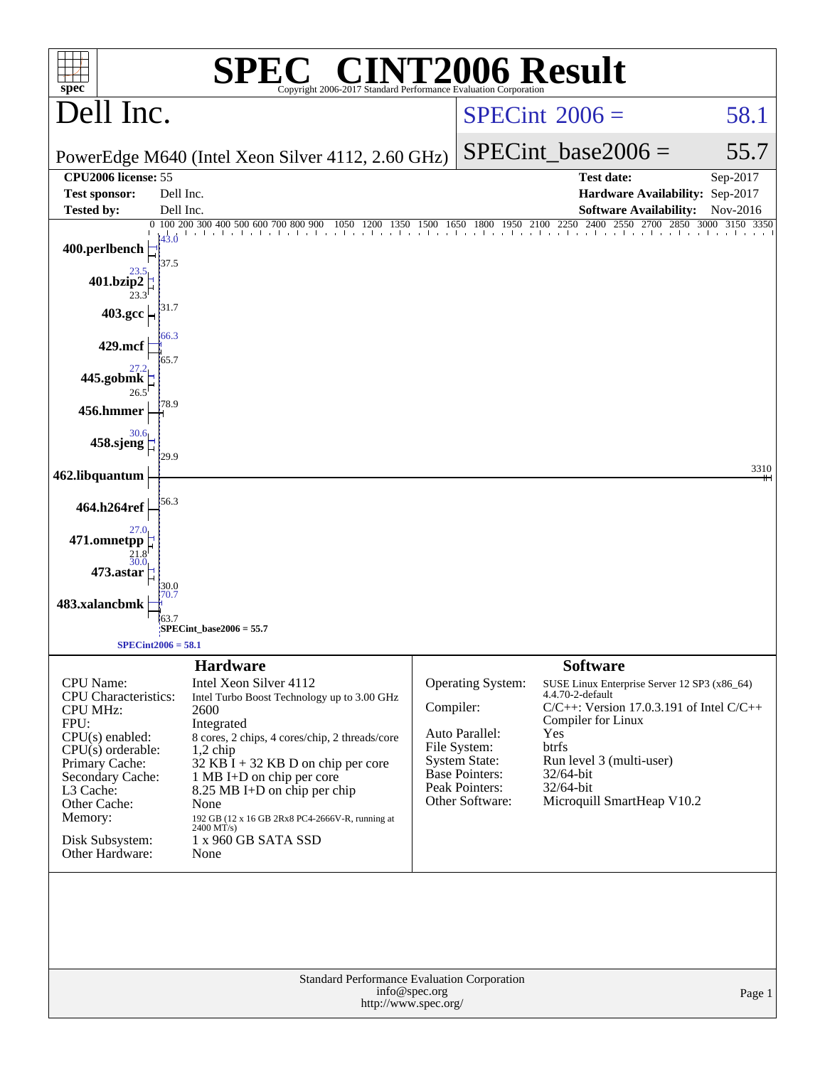# SPEC® CINT2006 Result

Copyright 2006-2017 Standard Performance Evaluation Corporation

## Dell Inc.

PowerEdge M640 (Intel Xeon Silver 4112, 2.60 GHz)

SPECint 2006 = 58.1

SPECint_base2006 = 55.7

| | | | |
|---|---|---|---|
| **CPU2006 license:** 55 | | **Test date:** | Sep-2017 |
| **Test sponsor:** | Dell Inc. | **Hardware Availability:** | Sep-2017 |
| **Tested by:** | Dell Inc. | **Software Availability:** | Nov-2016 |

| Benchmark | Peak | Base |
|---|---|---|
| 400.perlbench | 43.0 | 37.5 |
| 401.bzip2 | 23.5 | 23.3 |
| 403.gcc | | 31.7 |
| 429.mcf | 66.3 | 65.7 |
| 445.gobmk | 27.2 | 26.5 |
| 456.hmmer | | 78.9 |
| 458.sjeng | 30.6 | 29.9 |
| 462.libquantum | | 3310 |
| 464.h264ref | | 56.3 |
| 471.omnetpp | 27.0 | 21.8 |
| 473.astar | 30.0 | 30.0 |
| 483.xalancbmk | 70.7 | 63.7 |

SPECint_base2006 = 55.7

SPECint2006 = 58.1

### Hardware

| | |
|---|---|
| CPU Name: | Intel Xeon Silver 4112 |
| CPU Characteristics: | Intel Turbo Boost Technology up to 3.00 GHz |
| CPU MHz: | 2600 |
| FPU: | Integrated |
| CPU(s) enabled: | 8 cores, 2 chips, 4 cores/chip, 2 threads/core |
| CPU(s) orderable: | 1,2 chip |
| Primary Cache: | 32 KB I + 32 KB D on chip per core |
| Secondary Cache: | 1 MB I+D on chip per core |
| L3 Cache: | 8.25 MB I+D on chip per chip |
| Other Cache: | None |
| Memory: | 192 GB (12 x 16 GB 2Rx8 PC4-2666V-R, running at 2400 MT/s) |
| Disk Subsystem: | 1 x 960 GB SATA SSD |
| Other Hardware: | None |

### Software

| | |
|---|---|
| Operating System: | SUSE Linux Enterprise Server 12 SP3 (x86_64) 4.4.70-2-default |
| Compiler: | C/C++: Version 17.0.3.191 of Intel C/C++ Compiler for Linux |
| Auto Parallel: | Yes |
| File System: | btrfs |
| System State: | Run level 3 (multi-user) |
| Base Pointers: | 32/64-bit |
| Peak Pointers: | 32/64-bit |
| Other Software: | Microquill SmartHeap V10.2 |

Standard Performance Evaluation Corporation
info@spec.org
http://www.spec.org/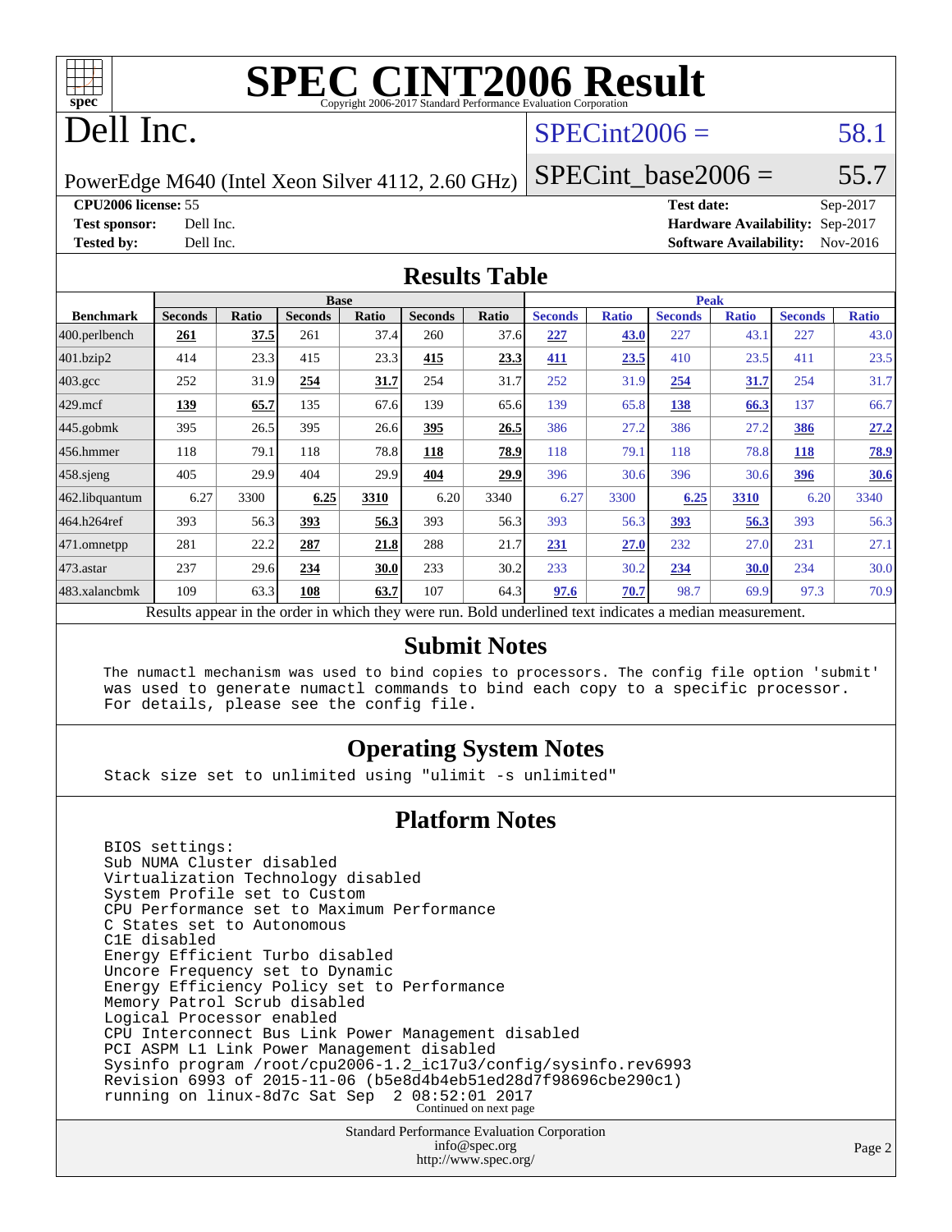# SPEC CINT2006 Result

Copyright 2006-2017 Standard Performance Evaluation Corporation

# Dell Inc.

PowerEdge M640 (Intel Xeon Silver 4112, 2.60 GHz)

SPECint2006 = 58.1

SPECint_base2006 = 55.7

| | | | |
|---|---|---|---|
| **CPU2006 license:** 55 | | **Test date:** | Sep-2017 |
| **Test sponsor:** | Dell Inc. | **Hardware Availability:** | Sep-2017 |
| **Tested by:** | Dell Inc. | **Software Availability:** | Nov-2016 |

## Results Table

| | Base | | | | | | Peak | | | | | |
|---|---|---|---|---|---|---|---|---|---|---|---|---|
| **Benchmark** | **Seconds** | **Ratio** | **Seconds** | **Ratio** | **Seconds** | **Ratio** | **Seconds** | **Ratio** | **Seconds** | **Ratio** | **Seconds** | **Ratio** |
| 400.perlbench | **261** | **37.5** | 261 | 37.4 | 260 | 37.6 | **227** | **43.0** | 227 | 43.1 | 227 | 43.0 |
| 401.bzip2 | 414 | 23.3 | 415 | 23.3 | **415** | **23.3** | **411** | **23.5** | 410 | 23.5 | 411 | 23.5 |
| 403.gcc | 252 | 31.9 | **254** | **31.7** | 254 | 31.7 | 252 | 31.9 | **254** | **31.7** | 254 | 31.7 |
| 429.mcf | **139** | **65.7** | 135 | 67.6 | 139 | 65.6 | 139 | 65.8 | **138** | **66.3** | 137 | 66.7 |
| 445.gobmk | 395 | 26.5 | 395 | 26.6 | **395** | **26.5** | 386 | 27.2 | 386 | 27.2 | **386** | **27.2** |
| 456.hmmer | 118 | 79.1 | 118 | 78.8 | **118** | **78.9** | 118 | 79.1 | 118 | 78.8 | **118** | **78.9** |
| 458.sjeng | 405 | 29.9 | 404 | 29.9 | **404** | **29.9** | 396 | 30.6 | 396 | 30.6 | **396** | **30.6** |
| 462.libquantum | 6.27 | 3300 | **6.25** | **3310** | 6.20 | 3340 | 6.27 | 3300 | **6.25** | **3310** | 6.20 | 3340 |
| 464.h264ref | 393 | 56.3 | **393** | **56.3** | 393 | 56.3 | 393 | 56.3 | **393** | **56.3** | 393 | 56.3 |
| 471.omnetpp | 281 | 22.2 | **287** | **21.8** | 288 | 21.7 | **231** | **27.0** | 232 | 27.0 | 231 | 27.1 |
| 473.astar | 237 | 29.6 | **234** | **30.0** | 233 | 30.2 | 233 | 30.2 | **234** | **30.0** | 234 | 30.0 |
| 483.xalancbmk | 109 | 63.3 | **108** | **63.7** | 107 | 64.3 | **97.6** | **70.7** | 98.7 | 69.9 | 97.3 | 70.9 |

Results appear in the order in which they were run. Bold underlined text indicates a median measurement.

## Submit Notes

```
The numactl mechanism was used to bind copies to processors. The config file option 'submit'
was used to generate numactl commands to bind each copy to a specific processor.
For details, please see the config file.
```

## Operating System Notes

```
Stack size set to unlimited using "ulimit -s unlimited"
```

## Platform Notes

```
BIOS settings:
Sub NUMA Cluster disabled
Virtualization Technology disabled
System Profile set to Custom
CPU Performance set to Maximum Performance
C States set to Autonomous
C1E disabled
Energy Efficient Turbo disabled
Uncore Frequency set to Dynamic
Energy Efficiency Policy set to Performance
Memory Patrol Scrub disabled
Logical Processor enabled
CPU Interconnect Bus Link Power Management disabled
PCI ASPM L1 Link Power Management disabled
Sysinfo program /root/cpu2006-1.2_ic17u3/config/sysinfo.rev6993
Revision 6993 of 2015-11-06 (b5e8d4b4eb51ed28d7f98696cbe290c1)
running on linux-8d7c Sat Sep  2 08:52:01 2017
```

Continued on next page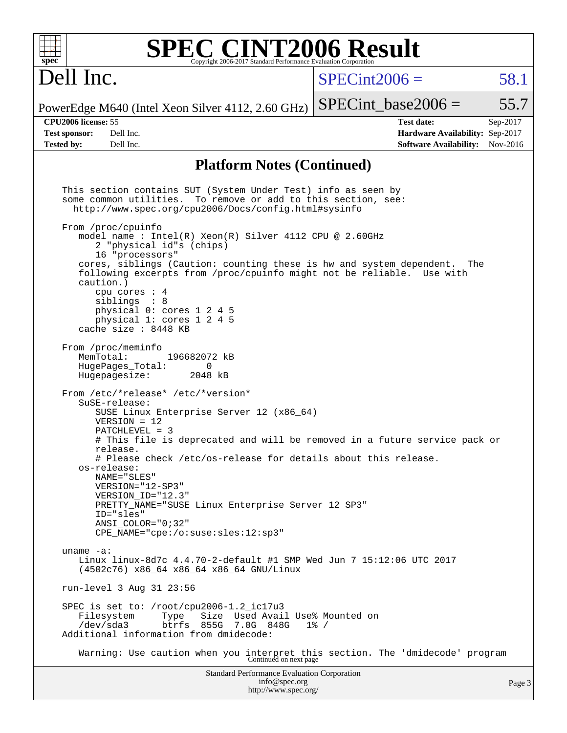## Platform Notes (Continued)

```
This section contains SUT (System Under Test) info as seen by
some common utilities.  To remove or add to this section, see:
  http://www.spec.org/cpu2006/Docs/config.html#sysinfo

From /proc/cpuinfo
   model name : Intel(R) Xeon(R) Silver 4112 CPU @ 2.60GHz
      2 "physical id"s (chips)
      16 "processors"
   cores, siblings (Caution: counting these is hw and system dependent.  The
   following excerpts from /proc/cpuinfo might not be reliable.  Use with
   caution.)
      cpu cores : 4
      siblings  : 8
      physical 0: cores 1 2 4 5
      physical 1: cores 1 2 4 5
   cache size : 8448 KB

From /proc/meminfo
   MemTotal:       196682072 kB
   HugePages_Total:       0
   Hugepagesize:       2048 kB

From /etc/*release* /etc/*version*
   SuSE-release:
      SUSE Linux Enterprise Server 12 (x86_64)
      VERSION = 12
      PATCHLEVEL = 3
      # This file is deprecated and will be removed in a future service pack or
      release.
      # Please check /etc/os-release for details about this release.
   os-release:
      NAME="SLES"
      VERSION="12-SP3"
      VERSION_ID="12.3"
      PRETTY_NAME="SUSE Linux Enterprise Server 12 SP3"
      ID="sles"
      ANSI_COLOR="0;32"
      CPE_NAME="cpe:/o:suse:sles:12:sp3"

uname -a:
   Linux linux-8d7c 4.4.70-2-default #1 SMP Wed Jun 7 15:12:06 UTC 2017
   (4502c76) x86_64 x86_64 x86_64 GNU/Linux

run-level 3 Aug 31 23:56

SPEC is set to: /root/cpu2006-1.2_ic17u3
   Filesystem     Type   Size  Used Avail Use% Mounted on
   /dev/sda3      btrfs  855G  7.0G  848G   1% /
Additional information from dmidecode:

   Warning: Use caution when you interpret this section. The 'dmidecode' program
```

Continued on next page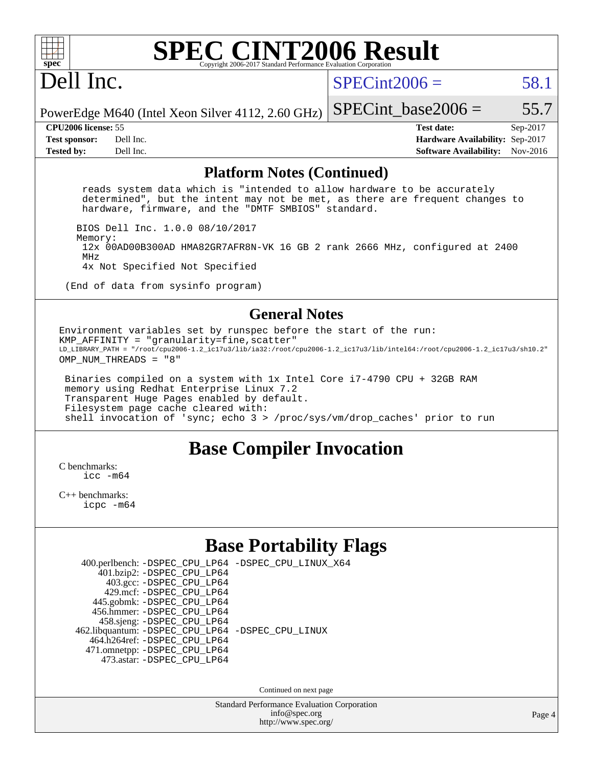# SPEC CINT2006 Result

Dell Inc.

PowerEdge M640 (Intel Xeon Silver 4112, 2.60 GHz)

SPECint2006 = 58.1

SPECint_base2006 = 55.7

| | | | |
|---|---|---|---|
| **CPU2006 license:** | 55 | **Test date:** | Sep-2017 |
| **Test sponsor:** | Dell Inc. | **Hardware Availability:** | Sep-2017 |
| **Tested by:** | Dell Inc. | **Software Availability:** | Nov-2016 |

## Platform Notes (Continued)

```
   reads system data which is "intended to allow hardware to be accurately
   determined", but the intent may not be met, as there are frequent changes to
   hardware, firmware, and the "DMTF SMBIOS" standard.

  BIOS Dell Inc. 1.0.0 08/10/2017
  Memory:
   12x 00AD00B300AD HMA82GR7AFR8N-VK 16 GB 2 rank 2666 MHz, configured at 2400
   MHz
   4x Not Specified Not Specified

 (End of data from sysinfo program)
```

## General Notes

```
Environment variables set by runspec before the start of the run:
KMP_AFFINITY = "granularity=fine,scatter"
LD_LIBRARY_PATH = "/root/cpu2006-1.2_ic17u3/lib/ia32:/root/cpu2006-1.2_ic17u3/lib/intel64:/root/cpu2006-1.2_ic17u3/sh10.2"
OMP_NUM_THREADS = "8"

 Binaries compiled on a system with 1x Intel Core i7-4790 CPU + 32GB RAM
 memory using Redhat Enterprise Linux 7.2
 Transparent Huge Pages enabled by default.
 Filesystem page cache cleared with:
 shell invocation of 'sync; echo 3 > /proc/sys/vm/drop_caches' prior to run
```

## Base Compiler Invocation

C benchmarks:
```
icc -m64
```

C++ benchmarks:
```
icpc -m64
```

## Base Portability Flags

| | |
|---|---|
| 400.perlbench: | -DSPEC_CPU_LP64 -DSPEC_CPU_LINUX_X64 |
| 401.bzip2: | -DSPEC_CPU_LP64 |
| 403.gcc: | -DSPEC_CPU_LP64 |
| 429.mcf: | -DSPEC_CPU_LP64 |
| 445.gobmk: | -DSPEC_CPU_LP64 |
| 456.hmmer: | -DSPEC_CPU_LP64 |
| 458.sjeng: | -DSPEC_CPU_LP64 |
| 462.libquantum: | -DSPEC_CPU_LP64 -DSPEC_CPU_LINUX |
| 464.h264ref: | -DSPEC_CPU_LP64 |
| 471.omnetpp: | -DSPEC_CPU_LP64 |
| 473.astar: | -DSPEC_CPU_LP64 |

Continued on next page

Standard Performance Evaluation Corporation
info@spec.org
http://www.spec.org/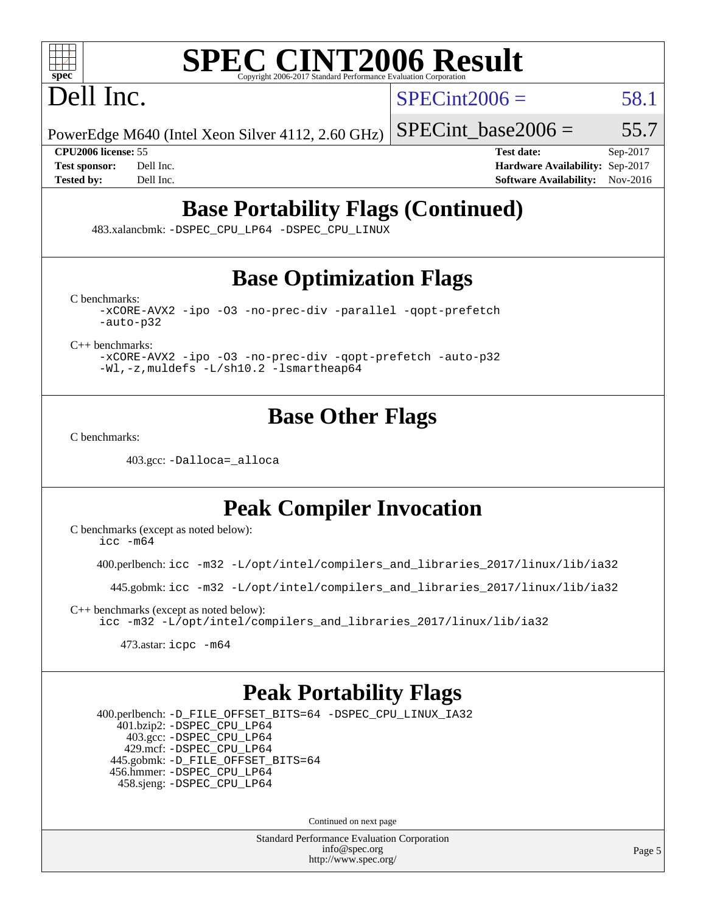## Base Portability Flags (Continued)

483.xalancbmk: -DSPEC_CPU_LP64 -DSPEC_CPU_LINUX

## Base Optimization Flags

C benchmarks:

-xCORE-AVX2 -ipo -O3 -no-prec-div -parallel -qopt-prefetch -auto-p32

C++ benchmarks:

-xCORE-AVX2 -ipo -O3 -no-prec-div -qopt-prefetch -auto-p32 -Wl,-z,muldefs -L/sh10.2 -lsmartheap64

## Base Other Flags

C benchmarks:

403.gcc: -Dalloca=_alloca

## Peak Compiler Invocation

C benchmarks (except as noted below):

icc -m64

400.perlbench: icc -m32 -L/opt/intel/compilers_and_libraries_2017/linux/lib/ia32

445.gobmk: icc -m32 -L/opt/intel/compilers_and_libraries_2017/linux/lib/ia32

C++ benchmarks (except as noted below):

icc -m32 -L/opt/intel/compilers_and_libraries_2017/linux/lib/ia32

473.astar: icpc -m64

## Peak Portability Flags

400.perlbench: -D_FILE_OFFSET_BITS=64 -DSPEC_CPU_LINUX_IA32
401.bzip2: -DSPEC_CPU_LP64
403.gcc: -DSPEC_CPU_LP64
429.mcf: -DSPEC_CPU_LP64
445.gobmk: -D_FILE_OFFSET_BITS=64
456.hmmer: -DSPEC_CPU_LP64
458.sjeng: -DSPEC_CPU_LP64

Continued on next page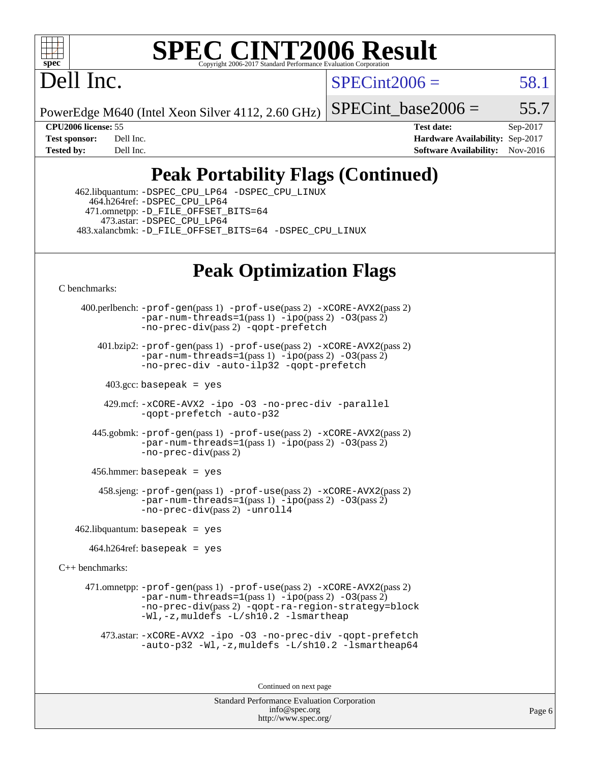# SPEC CINT2006 Result

Copyright 2006-2017 Standard Performance Evaluation Corporation

## Dell Inc.

PowerEdge M640 (Intel Xeon Silver 4112, 2.60 GHz)

SPECint2006 = 58.1

SPECint_base2006 = 55.7

| | | | |
|---|---|---|---|
| **CPU2006 license:** | 55 | **Test date:** | Sep-2017 |
| **Test sponsor:** | Dell Inc. | **Hardware Availability:** | Sep-2017 |
| **Tested by:** | Dell Inc. | **Software Availability:** | Nov-2016 |

## Peak Portability Flags (Continued)

462.libquantum: -DSPEC_CPU_LP64 -DSPEC_CPU_LINUX
464.h264ref: -DSPEC_CPU_LP64
471.omnetpp: -D_FILE_OFFSET_BITS=64
473.astar: -DSPEC_CPU_LP64
483.xalancbmk: -D_FILE_OFFSET_BITS=64 -DSPEC_CPU_LINUX

## Peak Optimization Flags

C benchmarks:

400.perlbench: -prof-gen(pass 1) -prof-use(pass 2) -xCORE-AVX2(pass 2) -par-num-threads=1(pass 1) -ipo(pass 2) -O3(pass 2) -no-prec-div(pass 2) -qopt-prefetch

401.bzip2: -prof-gen(pass 1) -prof-use(pass 2) -xCORE-AVX2(pass 2) -par-num-threads=1(pass 1) -ipo(pass 2) -O3(pass 2) -no-prec-div -auto-ilp32 -qopt-prefetch

403.gcc: basepeak = yes

429.mcf: -xCORE-AVX2 -ipo -O3 -no-prec-div -parallel -qopt-prefetch -auto-p32

445.gobmk: -prof-gen(pass 1) -prof-use(pass 2) -xCORE-AVX2(pass 2) -par-num-threads=1(pass 1) -ipo(pass 2) -O3(pass 2) -no-prec-div(pass 2)

456.hmmer: basepeak = yes

458.sjeng: -prof-gen(pass 1) -prof-use(pass 2) -xCORE-AVX2(pass 2) -par-num-threads=1(pass 1) -ipo(pass 2) -O3(pass 2) -no-prec-div(pass 2) -unroll4

462.libquantum: basepeak = yes

464.h264ref: basepeak = yes

C++ benchmarks:

471.omnetpp: -prof-gen(pass 1) -prof-use(pass 2) -xCORE-AVX2(pass 2) -par-num-threads=1(pass 1) -ipo(pass 2) -O3(pass 2) -no-prec-div(pass 2) -qopt-ra-region-strategy=block -Wl,-z,muldefs -L/sh10.2 -lsmartheap

473.astar: -xCORE-AVX2 -ipo -O3 -no-prec-div -qopt-prefetch -auto-p32 -Wl,-z,muldefs -L/sh10.2 -lsmartheap64

Continued on next page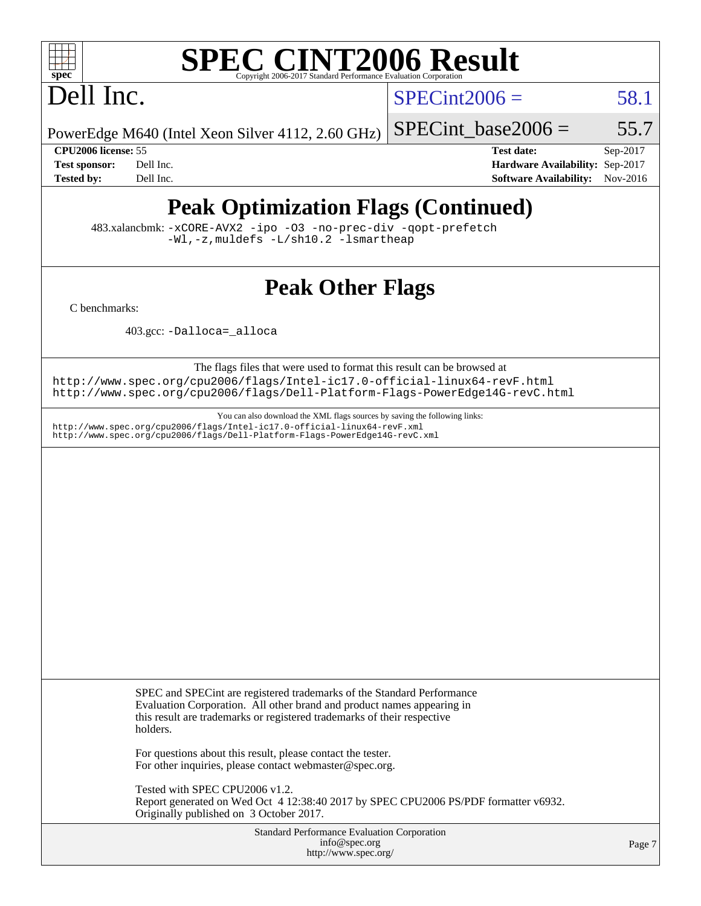# SPEC CINT2006 Result

Copyright 2006-2017 Standard Performance Evaluation Corporation

# Dell Inc.

PowerEdge M640 (Intel Xeon Silver 4112, 2.60 GHz)

SPECint2006 = 58.1

SPECint_base2006 = 55.7

**CPU2006 license:** 55
**Test sponsor:** Dell Inc.
**Tested by:** Dell Inc.

**Test date:** Sep-2017
**Hardware Availability:** Sep-2017
**Software Availability:** Nov-2016

## Peak Optimization Flags (Continued)

483.xalancbmk: -xCORE-AVX2 -ipo -O3 -no-prec-div -qopt-prefetch -Wl,-z,muldefs -L/sh10.2 -lsmartheap

## Peak Other Flags

C benchmarks:

403.gcc: -Dalloca=_alloca

The flags files that were used to format this result can be browsed at
http://www.spec.org/cpu2006/flags/Intel-ic17.0-official-linux64-revF.html
http://www.spec.org/cpu2006/flags/Dell-Platform-Flags-PowerEdge14G-revC.html

You can also download the XML flags sources by saving the following links:
http://www.spec.org/cpu2006/flags/Intel-ic17.0-official-linux64-revF.xml
http://www.spec.org/cpu2006/flags/Dell-Platform-Flags-PowerEdge14G-revC.xml

SPEC and SPECint are registered trademarks of the Standard Performance Evaluation Corporation. All other brand and product names appearing in this result are trademarks or registered trademarks of their respective holders.

For questions about this result, please contact the tester.
For other inquiries, please contact webmaster@spec.org.

Tested with SPEC CPU2006 v1.2.
Report generated on Wed Oct 4 12:38:40 2017 by SPEC CPU2006 PS/PDF formatter v6932.
Originally published on 3 October 2017.

Standard Performance Evaluation Corporation
info@spec.org
http://www.spec.org/